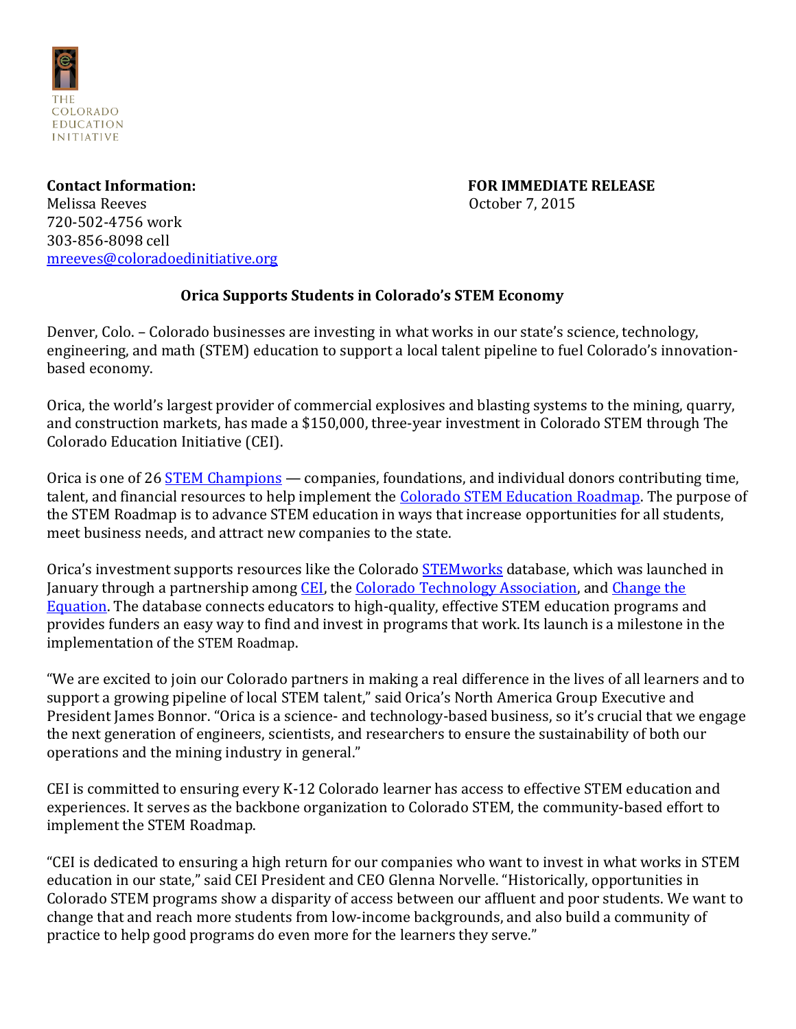THE COLORADO EDUCATION INITIATIVE

**Contact Information:**
Melissa Reeves
720-502-4756 work
303-856-8098 cell
mreeves@coloradoedinitiative.org

**FOR IMMEDIATE RELEASE**
October 7, 2015

**Orica Supports Students in Colorado's STEM Economy**

Denver, Colo. – Colorado businesses are investing in what works in our state's science, technology, engineering, and math (STEM) education to support a local talent pipeline to fuel Colorado's innovation-based economy.

Orica, the world's largest provider of commercial explosives and blasting systems to the mining, quarry, and construction markets, has made a $150,000, three-year investment in Colorado STEM through The Colorado Education Initiative (CEI).

Orica is one of 26 STEM Champions — companies, foundations, and individual donors contributing time, talent, and financial resources to help implement the Colorado STEM Education Roadmap. The purpose of the STEM Roadmap is to advance STEM education in ways that increase opportunities for all students, meet business needs, and attract new companies to the state.

Orica's investment supports resources like the Colorado STEMworks database, which was launched in January through a partnership among CEI, the Colorado Technology Association, and Change the Equation. The database connects educators to high-quality, effective STEM education programs and provides funders an easy way to find and invest in programs that work. Its launch is a milestone in the implementation of the STEM Roadmap.

"We are excited to join our Colorado partners in making a real difference in the lives of all learners and to support a growing pipeline of local STEM talent," said Orica's North America Group Executive and President James Bonnor. "Orica is a science- and technology-based business, so it's crucial that we engage the next generation of engineers, scientists, and researchers to ensure the sustainability of both our operations and the mining industry in general."

CEI is committed to ensuring every K-12 Colorado learner has access to effective STEM education and experiences. It serves as the backbone organization to Colorado STEM, the community-based effort to implement the STEM Roadmap.

"CEI is dedicated to ensuring a high return for our companies who want to invest in what works in STEM education in our state," said CEI President and CEO Glenna Norvelle. "Historically, opportunities in Colorado STEM programs show a disparity of access between our affluent and poor students. We want to change that and reach more students from low-income backgrounds, and also build a community of practice to help good programs do even more for the learners they serve."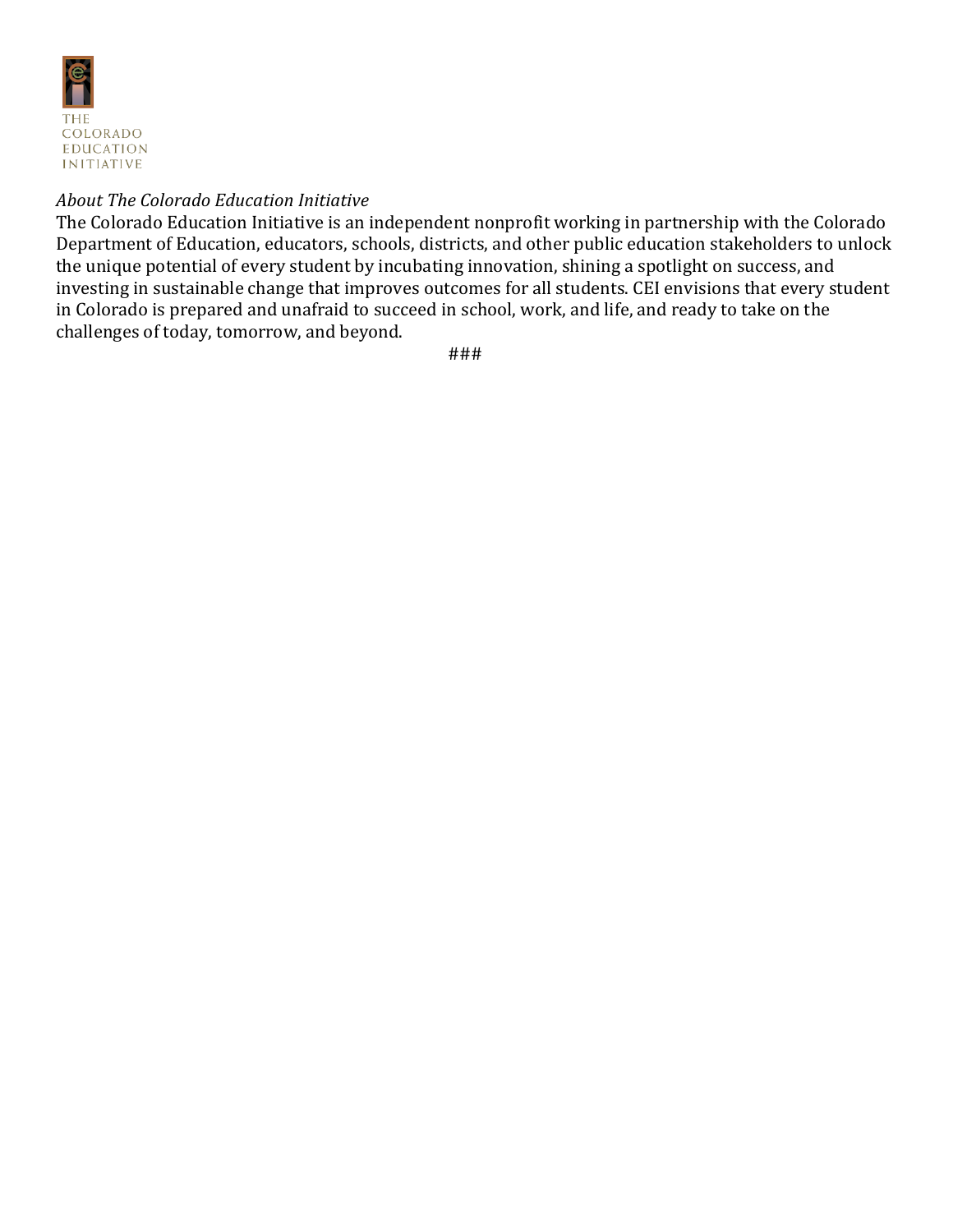THE
COLORADO
EDUCATION
INITIATIVE

*About The Colorado Education Initiative*

The Colorado Education Initiative is an independent nonprofit working in partnership with the Colorado Department of Education, educators, schools, districts, and other public education stakeholders to unlock the unique potential of every student by incubating innovation, shining a spotlight on success, and investing in sustainable change that improves outcomes for all students. CEI envisions that every student in Colorado is prepared and unafraid to succeed in school, work, and life, and ready to take on the challenges of today, tomorrow, and beyond.

###